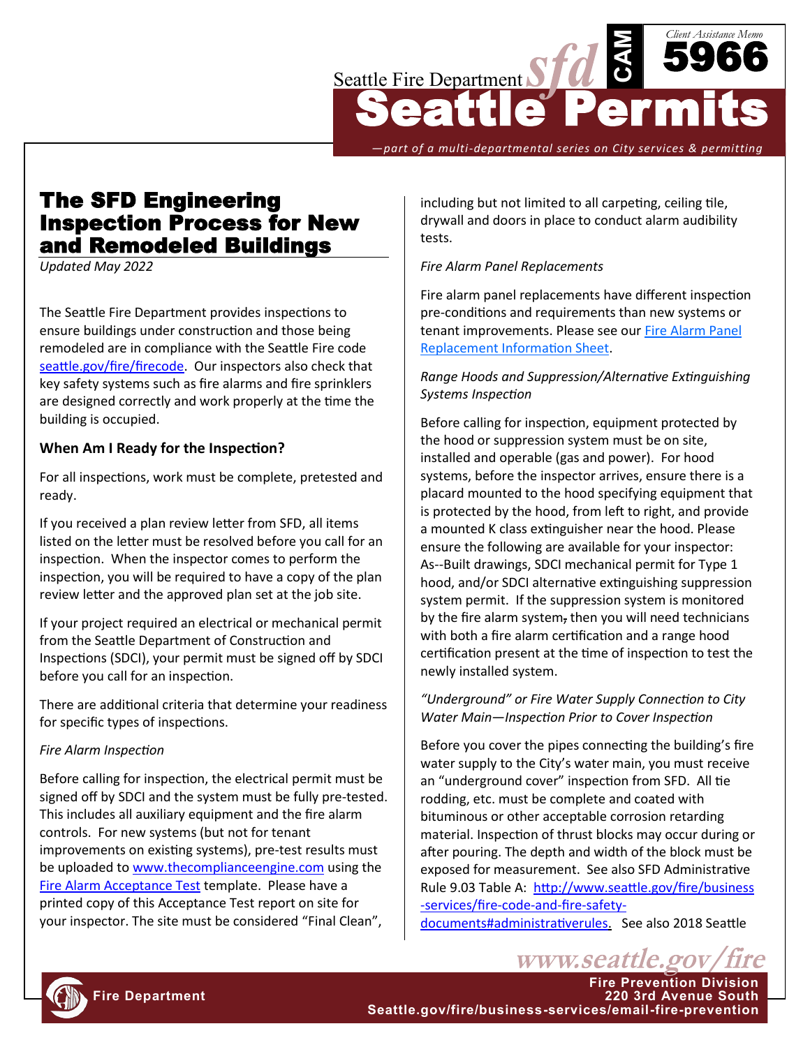Seattle Fire Department

# Seattle Permits

Client Assistance Memo **CAM 5966**

*—part of a multi-departmental series on City services & permitting*

# The SFD Engineering Inspection Process for New and Remodeled Buildings

*Updated May 2022*

The Seattle Fire Department provides inspections to ensure buildings under construction and those being remodeled are in compliance with the Seattle Fire code seattle.gov/fire/firecode. Our inspectors also check that key safety systems such as fire alarms and fire sprinklers are designed correctly and work properly at the time the building is occupied.

### When Am I Ready for the Inspection?

For all inspections, work must be complete, pretested and ready.

If you received a plan review letter from SFD, all items listed on the letter must be resolved before you call for an inspection. When the inspector comes to perform the inspection, you will be required to have a copy of the plan review letter and the approved plan set at the job site.

If your project required an electrical or mechanical permit from the Seattle Department of Construction and Inspections (SDCI), your permit must be signed off by SDCI before you call for an inspection.

There are additional criteria that determine your readiness for specific types of inspections.

*Fire Alarm Inspection*

Before calling for inspection, the electrical permit must be signed off by SDCI and the system must be fully pre-tested. This includes all auxiliary equipment and the fire alarm controls. For new systems (but not for tenant improvements on existing systems), pre-test results must be uploaded to www.thecomplianceengine.com using the Fire Alarm Acceptance Test template. Please have a printed copy of this Acceptance Test report on site for your inspector. The site must be considered "Final Clean", including but not limited to all carpeting, ceiling tile, drywall and doors in place to conduct alarm audibility tests.

*Fire Alarm Panel Replacements*

Fire alarm panel replacements have different inspection pre-conditions and requirements than new systems or tenant improvements. Please see our Fire Alarm Panel Replacement Information Sheet.

*Range Hoods and Suppression/Alternative Extinguishing Systems Inspection*

Before calling for inspection, equipment protected by the hood or suppression system must be on site, installed and operable (gas and power). For hood systems, before the inspector arrives, ensure there is a placard mounted to the hood specifying equipment that is protected by the hood, from left to right, and provide a mounted K class extinguisher near the hood. Please ensure the following are available for your inspector: As--Built drawings, SDCI mechanical permit for Type 1 hood, and/or SDCI alternative extinguishing suppression system permit. If the suppression system is monitored by the fire alarm system, then you will need technicians with both a fire alarm certification and a range hood certification present at the time of inspection to test the newly installed system.

*"Underground" or Fire Water Supply Connection to City Water Main—Inspection Prior to Cover Inspection*

Before you cover the pipes connecting the building's fire water supply to the City's water main, you must receive an "underground cover" inspection from SFD. All tie rodding, etc. must be complete and coated with bituminous or other acceptable corrosion retarding material. Inspection of thrust blocks may occur during or after pouring. The depth and width of the block must be exposed for measurement. See also SFD Administrative Rule 9.03 Table A: http://www.seattle.gov/fire/business-services/fire-code-and-fire-safety-documents#administrativerules. See also 2018 Seattle

www.seattle.gov/fire

Fire Department

Fire Prevention Division
220 3rd Avenue South
Seattle.gov/fire/business-services/email-fire-prevention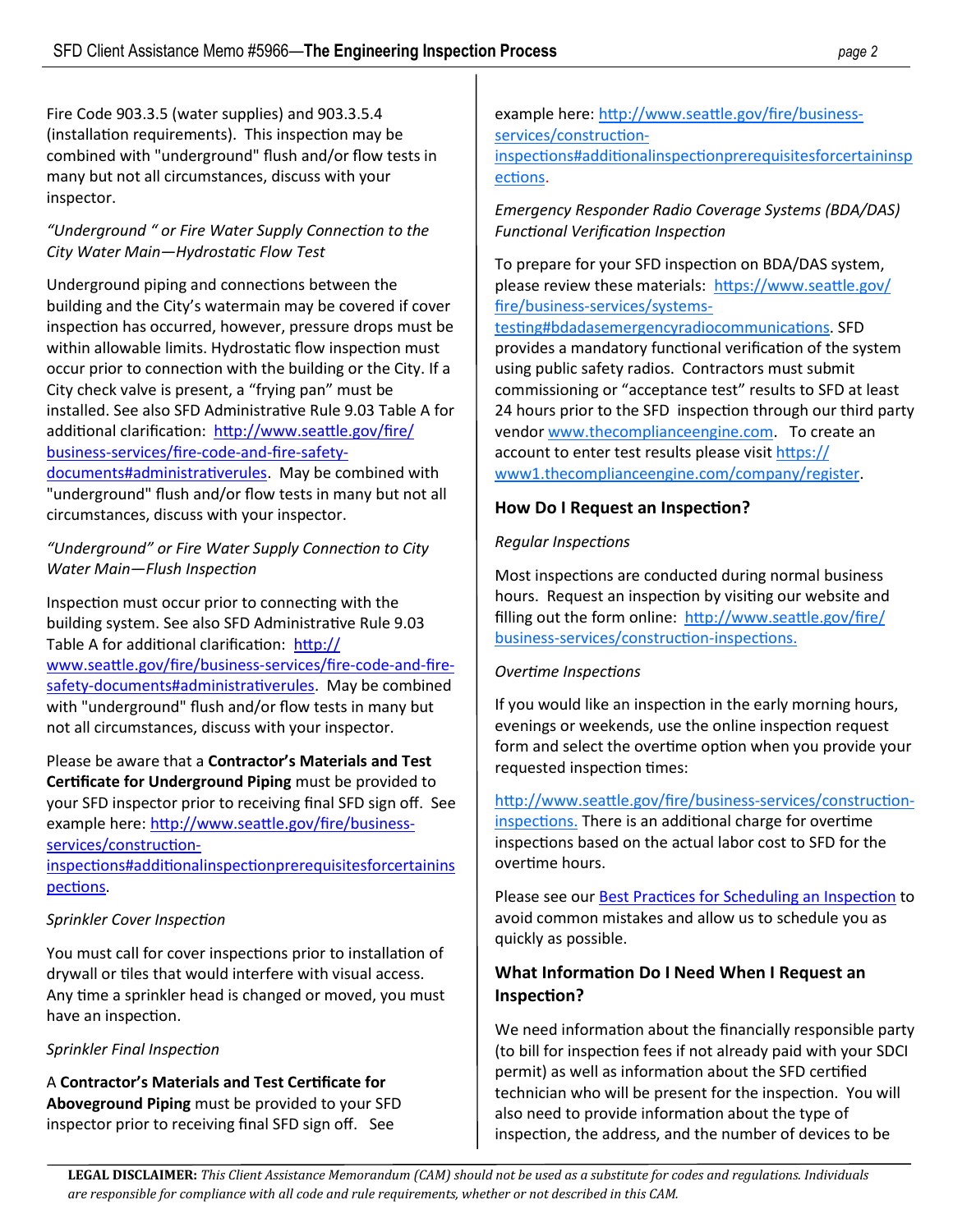Fire Code 903.3.5 (water supplies) and 903.3.5.4 (installation requirements). This inspection may be combined with "underground" flush and/or flow tests in many but not all circumstances, discuss with your inspector.

*"Underground " or Fire Water Supply Connection to the City Water Main—Hydrostatic Flow Test*

Underground piping and connections between the building and the City's watermain may be covered if cover inspection has occurred, however, pressure drops must be within allowable limits. Hydrostatic flow inspection must occur prior to connection with the building or the City. If a City check valve is present, a "frying pan" must be installed. See also SFD Administrative Rule 9.03 Table A for additional clarification: [http://www.seattle.gov/fire/business-services/fire-code-and-fire-safety-documents#administrativerules](http://www.seattle.gov/fire/business-services/fire-code-and-fire-safety-documents#administrativerules). May be combined with "underground" flush and/or flow tests in many but not all circumstances, discuss with your inspector.

*"Underground" or Fire Water Supply Connection to City Water Main—Flush Inspection*

Inspection must occur prior to connecting with the building system. See also SFD Administrative Rule 9.03 Table A for additional clarification: [http://www.seattle.gov/fire/business-services/fire-code-and-fire-safety-documents#administrativerules](http://www.seattle.gov/fire/business-services/fire-code-and-fire-safety-documents#administrativerules). May be combined with "underground" flush and/or flow tests in many but not all circumstances, discuss with your inspector.

Please be aware that a **Contractor's Materials and Test Certificate for Underground Piping** must be provided to your SFD inspector prior to receiving final SFD sign off. See example here: [http://www.seattle.gov/fire/business-services/construction-inspections#additionalinspectionprerequisitesforcertaininspections](http://www.seattle.gov/fire/business-services/construction-inspections#additionalinspectionprerequisitesforcertaininspections).

*Sprinkler Cover Inspection*

You must call for cover inspections prior to installation of drywall or tiles that would interfere with visual access. Any time a sprinkler head is changed or moved, you must have an inspection.

*Sprinkler Final Inspection*

A **Contractor's Materials and Test Certificate for Aboveground Piping** must be provided to your SFD inspector prior to receiving final SFD sign off. See example here: [http://www.seattle.gov/fire/business-services/construction-inspections#additionalinspectionprerequisitesforcertaininspections](http://www.seattle.gov/fire/business-services/construction-inspections#additionalinspectionprerequisitesforcertaininspections).

*Emergency Responder Radio Coverage Systems (BDA/DAS) Functional Verification Inspection*

To prepare for your SFD inspection on BDA/DAS system, please review these materials: [https://www.seattle.gov/fire/business-services/systems-testing#bdadasemergencyradiocommunications](https://www.seattle.gov/fire/business-services/systems-testing#bdadasemergencyradiocommunications). SFD provides a mandatory functional verification of the system using public safety radios. Contractors must submit commissioning or "acceptance test" results to SFD at least 24 hours prior to the SFD inspection through our third party vendor [www.thecomplianceengine.com](http://www.thecomplianceengine.com). To create an account to enter test results please visit [https://www1.thecomplianceengine.com/company/register](https://www1.thecomplianceengine.com/company/register).

## How Do I Request an Inspection?

*Regular Inspections*

Most inspections are conducted during normal business hours. Request an inspection by visiting our website and filling out the form online: [http://www.seattle.gov/fire/business-services/construction-inspections.](http://www.seattle.gov/fire/business-services/construction-inspections)

*Overtime Inspections*

If you would like an inspection in the early morning hours, evenings or weekends, use the online inspection request form and select the overtime option when you provide your requested inspection times:

[http://www.seattle.gov/fire/business-services/construction-inspections.](http://www.seattle.gov/fire/business-services/construction-inspections) There is an additional charge for overtime inspections based on the actual labor cost to SFD for the overtime hours.

Please see our Best Practices for Scheduling an Inspection to avoid common mistakes and allow us to schedule you as quickly as possible.

## What Information Do I Need When I Request an Inspection?

We need information about the financially responsible party (to bill for inspection fees if not already paid with your SDCI permit) as well as information about the SFD certified technician who will be present for the inspection. You will also need to provide information about the type of inspection, the address, and the number of devices to be

**LEGAL DISCLAIMER:** *This Client Assistance Memorandum (CAM) should not be used as a substitute for codes and regulations. Individuals are responsible for compliance with all code and rule requirements, whether or not described in this CAM.*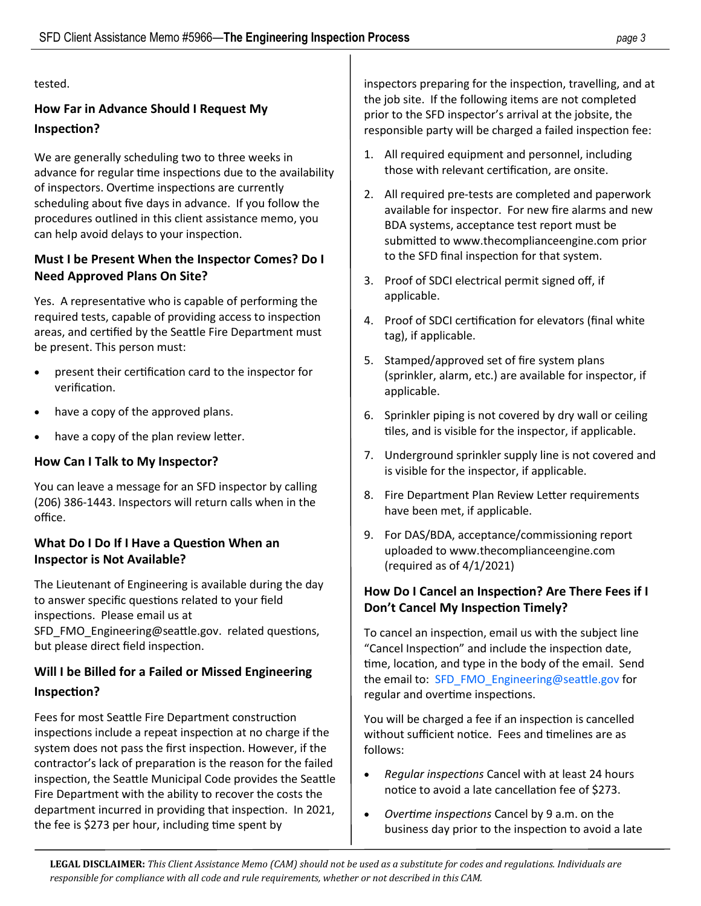tested.

## How Far in Advance Should I Request My Inspection?

We are generally scheduling two to three weeks in advance for regular time inspections due to the availability of inspectors. Overtime inspections are currently scheduling about five days in advance. If you follow the procedures outlined in this client assistance memo, you can help avoid delays to your inspection.

## Must I be Present When the Inspector Comes? Do I Need Approved Plans On Site?

Yes. A representative who is capable of performing the required tests, capable of providing access to inspection areas, and certified by the Seattle Fire Department must be present. This person must:

- present their certification card to the inspector for verification.
- have a copy of the approved plans.
- have a copy of the plan review letter.

## How Can I Talk to My Inspector?

You can leave a message for an SFD inspector by calling (206) 386-1443. Inspectors will return calls when in the office.

## What Do I Do If I Have a Question When an Inspector is Not Available?

The Lieutenant of Engineering is available during the day to answer specific questions related to your field inspections. Please email us at SFD_FMO_Engineering@seattle.gov. related questions, but please direct field inspection.

## Will I be Billed for a Failed or Missed Engineering Inspection?

Fees for most Seattle Fire Department construction inspections include a repeat inspection at no charge if the system does not pass the first inspection. However, if the contractor's lack of preparation is the reason for the failed inspection, the Seattle Municipal Code provides the Seattle Fire Department with the ability to recover the costs the department incurred in providing that inspection. In 2021, the fee is $273 per hour, including time spent by inspectors preparing for the inspection, travelling, and at the job site. If the following items are not completed prior to the SFD inspector's arrival at the jobsite, the responsible party will be charged a failed inspection fee:

1. All required equipment and personnel, including those with relevant certification, are onsite.
2. All required pre-tests are completed and paperwork available for inspector. For new fire alarms and new BDA systems, acceptance test report must be submitted to www.thecomplianceengine.com prior to the SFD final inspection for that system.
3. Proof of SDCI electrical permit signed off, if applicable.
4. Proof of SDCI certification for elevators (final white tag), if applicable.
5. Stamped/approved set of fire system plans (sprinkler, alarm, etc.) are available for inspector, if applicable.
6. Sprinkler piping is not covered by dry wall or ceiling tiles, and is visible for the inspector, if applicable.
7. Underground sprinkler supply line is not covered and is visible for the inspector, if applicable.
8. Fire Department Plan Review Letter requirements have been met, if applicable.
9. For DAS/BDA, acceptance/commissioning report uploaded to www.thecomplianceengine.com (required as of 4/1/2021)

## How Do I Cancel an Inspection? Are There Fees if I Don't Cancel My Inspection Timely?

To cancel an inspection, email us with the subject line "Cancel Inspection" and include the inspection date, time, location, and type in the body of the email. Send the email to: SFD_FMO_Engineering@seattle.gov for regular and overtime inspections.

You will be charged a fee if an inspection is cancelled without sufficient notice. Fees and timelines are as follows:

- *Regular inspections* Cancel with at least 24 hours notice to avoid a late cancellation fee of $273.
- *Overtime inspections* Cancel by 9 a.m. on the business day prior to the inspection to avoid a late

**LEGAL DISCLAIMER:** *This Client Assistance Memo (CAM) should not be used as a substitute for codes and regulations. Individuals are responsible for compliance with all code and rule requirements, whether or not described in this CAM.*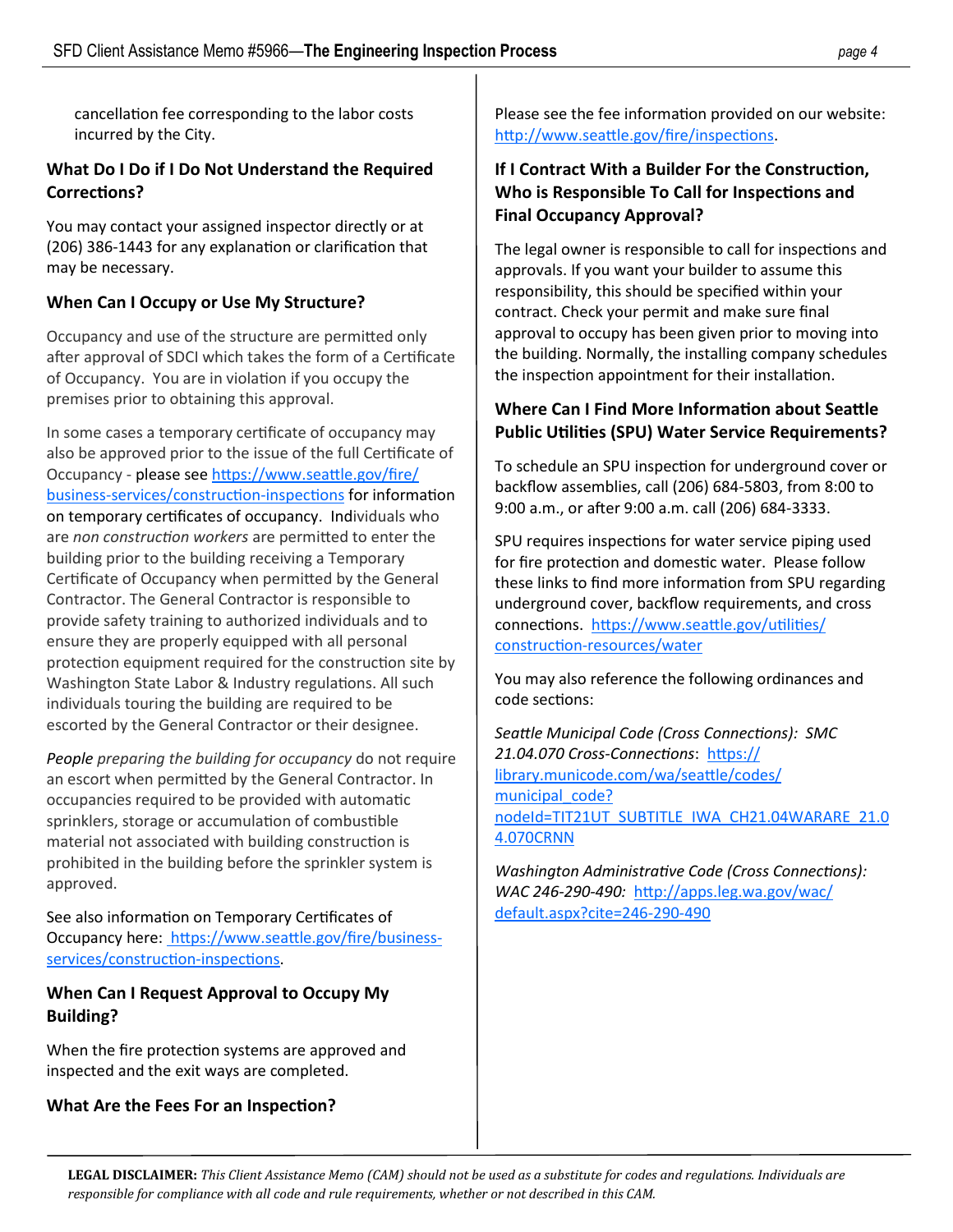cancellation fee corresponding to the labor costs incurred by the City.

### What Do I Do if I Do Not Understand the Required Corrections?

You may contact your assigned inspector directly or at (206) 386-1443 for any explanation or clarification that may be necessary.

### When Can I Occupy or Use My Structure?

Occupancy and use of the structure are permitted only after approval of SDCI which takes the form of a Certificate of Occupancy. You are in violation if you occupy the premises prior to obtaining this approval.

In some cases a temporary certificate of occupancy may also be approved prior to the issue of the full Certificate of Occupancy - please see [https://www.seattle.gov/fire/business-services/construction-inspections](https://www.seattle.gov/fire/business-services/construction-inspections) for information on temporary certificates of occupancy. Individuals who are *non construction workers* are permitted to enter the building prior to the building receiving a Temporary Certificate of Occupancy when permitted by the General Contractor. The General Contractor is responsible to provide safety training to authorized individuals and to ensure they are properly equipped with all personal protection equipment required for the construction site by Washington State Labor & Industry regulations. All such individuals touring the building are required to be escorted by the General Contractor or their designee.

*People preparing the building for occupancy* do not require an escort when permitted by the General Contractor. In occupancies required to be provided with automatic sprinklers, storage or accumulation of combustible material not associated with building construction is prohibited in the building before the sprinkler system is approved.

See also information on Temporary Certificates of Occupancy here: [https://www.seattle.gov/fire/business-services/construction-inspections](https://www.seattle.gov/fire/business-services/construction-inspections).

### When Can I Request Approval to Occupy My Building?

When the fire protection systems are approved and inspected and the exit ways are completed.

### What Are the Fees For an Inspection?

Please see the fee information provided on our website: [http://www.seattle.gov/fire/inspections](http://www.seattle.gov/fire/inspections).

### If I Contract With a Builder For the Construction, Who is Responsible To Call for Inspections and Final Occupancy Approval?

The legal owner is responsible to call for inspections and approvals. If you want your builder to assume this responsibility, this should be specified within your contract. Check your permit and make sure final approval to occupy has been given prior to moving into the building. Normally, the installing company schedules the inspection appointment for their installation.

### Where Can I Find More Information about Seattle Public Utilities (SPU) Water Service Requirements?

To schedule an SPU inspection for underground cover or backflow assemblies, call (206) 684-5803, from 8:00 to 9:00 a.m., or after 9:00 a.m. call (206) 684-3333.

SPU requires inspections for water service piping used for fire protection and domestic water. Please follow these links to find more information from SPU regarding underground cover, backflow requirements, and cross connections. [https://www.seattle.gov/utilities/construction-resources/water](https://www.seattle.gov/utilities/construction-resources/water)

You may also reference the following ordinances and code sections:

*Seattle Municipal Code (Cross Connections): SMC 21.04.070 Cross-Connections*: [https://library.municode.com/wa/seattle/codes/municipal_code?nodeId=TIT21UT_SUBTITLE_IWA_CH21.04WARARE_21.04.070CRNN](https://library.municode.com/wa/seattle/codes/municipal_code?nodeId=TIT21UT_SUBTITLE_IWA_CH21.04WARARE_21.04.070CRNN)

*Washington Administrative Code (Cross Connections): WAC 246-290-490:* [http://apps.leg.wa.gov/wac/default.aspx?cite=246-290-490](http://apps.leg.wa.gov/wac/default.aspx?cite=246-290-490)

**LEGAL DISCLAIMER:** *This Client Assistance Memo (CAM) should not be used as a substitute for codes and regulations. Individuals are responsible for compliance with all code and rule requirements, whether or not described in this CAM.*